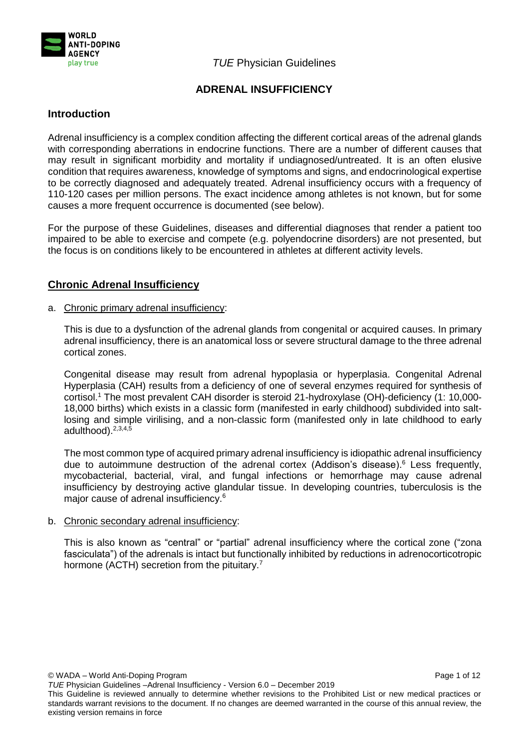# ADRENAL INSUFFICIENCY

## Introduction

Adrenal insufficiency is a complex condition affecting the different cortical areas of the adrenal glands with corresponding aberrations in endocrine functions. There are a number of different causes that may result in significant morbidity and mortality if undiagnosed/untreated. It is an often elusive condition that requires awareness, knowledge of symptoms and signs, and endocrinological expertise to be correctly diagnosed and adequately treated. Adrenal insufficiency occurs with a frequency of 110-120 cases per million persons. The exact incidence among athletes is not known, but for some causes a more frequent occurrence is documented (see below).

For the purpose of these Guidelines, diseases and differential diagnoses that render a patient too impaired to be able to exercise and compete (e.g. polyendocrine disorders) are not presented, but the focus is on conditions likely to be encountered in athletes at different activity levels.

## Chronic Adrenal Insufficiency

a. Chronic primary adrenal insufficiency:

This is due to a dysfunction of the adrenal glands from congenital or acquired causes. In primary adrenal insufficiency, there is an anatomical loss or severe structural damage to the three adrenal cortical zones.

Congenital disease may result from adrenal hypoplasia or hyperplasia. Congenital Adrenal Hyperplasia (CAH) results from a deficiency of one of several enzymes required for synthesis of cortisol.[1] The most prevalent CAH disorder is steroid 21-hydroxylase (OH)-deficiency (1: 10,000-18,000 births) which exists in a classic form (manifested in early childhood) subdivided into salt-losing and simple virilising, and a non-classic form (manifested only in late childhood to early adulthood).[2,3,4,5]

The most common type of acquired primary adrenal insufficiency is idiopathic adrenal insufficiency due to autoimmune destruction of the adrenal cortex (Addison's disease).[6] Less frequently, mycobacterial, bacterial, viral, and fungal infections or hemorrhage may cause adrenal insufficiency by destroying active glandular tissue. In developing countries, tuberculosis is the major cause of adrenal insufficiency.[6]

b. Chronic secondary adrenal insufficiency:

This is also known as "central" or "partial" adrenal insufficiency where the cortical zone ("zona fasciculata") of the adrenals is intact but functionally inhibited by reductions in adrenocorticotropic hormone (ACTH) secretion from the pituitary.[7]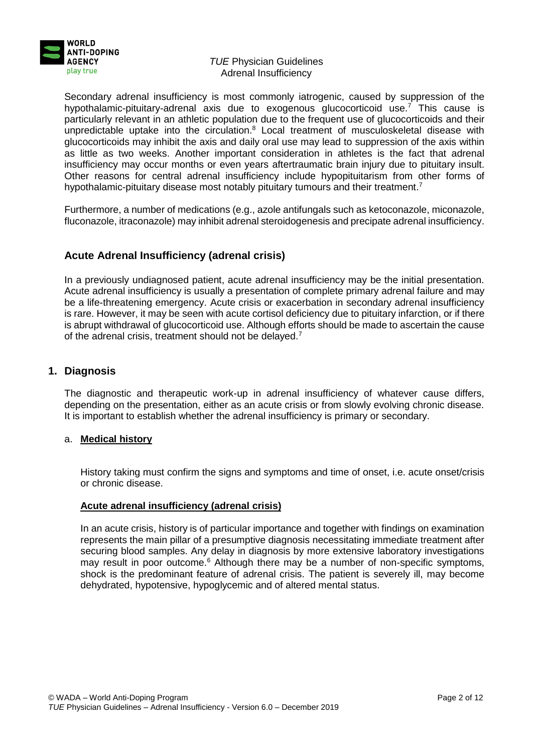Secondary adrenal insufficiency is most commonly iatrogenic, caused by suppression of the hypothalamic-pituitary-adrenal axis due to exogenous glucocorticoid use.[7] This cause is particularly relevant in an athletic population due to the frequent use of glucocorticoids and their unpredictable uptake into the circulation.[8] Local treatment of musculoskeletal disease with glucocorticoids may inhibit the axis and daily oral use may lead to suppression of the axis within as little as two weeks. Another important consideration in athletes is the fact that adrenal insufficiency may occur months or even years aftertraumatic brain injury due to pituitary insult. Other reasons for central adrenal insufficiency include hypopituitarism from other forms of hypothalamic-pituitary disease most notably pituitary tumours and their treatment.[7]

Furthermore, a number of medications (e.g., azole antifungals such as ketoconazole, miconazole, fluconazole, itraconazole) may inhibit adrenal steroidogenesis and precipate adrenal insufficiency.

## Acute Adrenal Insufficiency (adrenal crisis)

In a previously undiagnosed patient, acute adrenal insufficiency may be the initial presentation. Acute adrenal insufficiency is usually a presentation of complete primary adrenal failure and may be a life-threatening emergency. Acute crisis or exacerbation in secondary adrenal insufficiency is rare. However, it may be seen with acute cortisol deficiency due to pituitary infarction, or if there is abrupt withdrawal of glucocorticoid use. Although efforts should be made to ascertain the cause of the adrenal crisis, treatment should not be delayed.[7]

## 1. Diagnosis

The diagnostic and therapeutic work-up in adrenal insufficiency of whatever cause differs, depending on the presentation, either as an acute crisis or from slowly evolving chronic disease. It is important to establish whether the adrenal insufficiency is primary or secondary.

### a. Medical history

History taking must confirm the signs and symptoms and time of onset, i.e. acute onset/crisis or chronic disease.

**Acute adrenal insufficiency (adrenal crisis)**

In an acute crisis, history is of particular importance and together with findings on examination represents the main pillar of a presumptive diagnosis necessitating immediate treatment after securing blood samples. Any delay in diagnosis by more extensive laboratory investigations may result in poor outcome.[6] Although there may be a number of non-specific symptoms, shock is the predominant feature of adrenal crisis. The patient is severely ill, may become dehydrated, hypotensive, hypoglycemic and of altered mental status.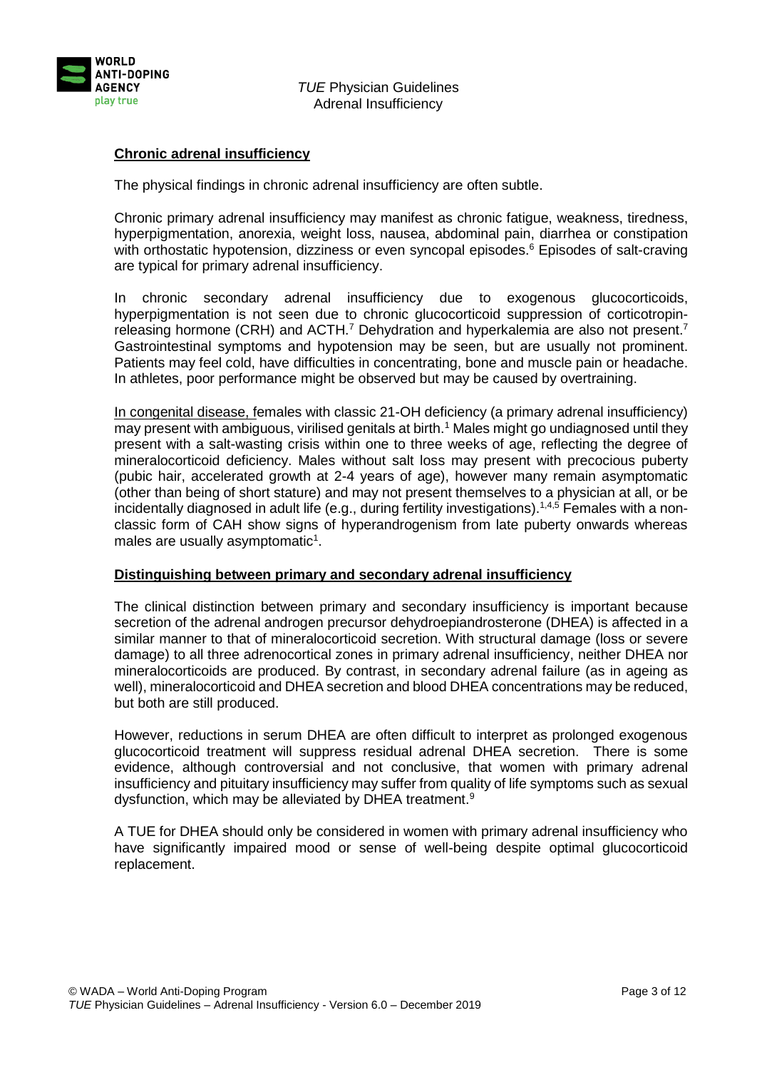**Chronic adrenal insufficiency**

The physical findings in chronic adrenal insufficiency are often subtle.

Chronic primary adrenal insufficiency may manifest as chronic fatigue, weakness, tiredness, hyperpigmentation, anorexia, weight loss, nausea, abdominal pain, diarrhea or constipation with orthostatic hypotension, dizziness or even syncopal episodes.[6] Episodes of salt-craving are typical for primary adrenal insufficiency.

In chronic secondary adrenal insufficiency due to exogenous glucocorticoids, hyperpigmentation is not seen due to chronic glucocorticoid suppression of corticotropin-releasing hormone (CRH) and ACTH.[7] Dehydration and hyperkalemia are also not present.[7] Gastrointestinal symptoms and hypotension may be seen, but are usually not prominent. Patients may feel cold, have difficulties in concentrating, bone and muscle pain or headache. In athletes, poor performance might be observed but may be caused by overtraining.

In congenital disease, females with classic 21-OH deficiency (a primary adrenal insufficiency) may present with ambiguous, virilised genitals at birth.[1] Males might go undiagnosed until they present with a salt-wasting crisis within one to three weeks of age, reflecting the degree of mineralocorticoid deficiency. Males without salt loss may present with precocious puberty (pubic hair, accelerated growth at 2-4 years of age), however many remain asymptomatic (other than being of short stature) and may not present themselves to a physician at all, or be incidentally diagnosed in adult life (e.g., during fertility investigations).[1,4,5] Females with a non-classic form of CAH show signs of hyperandrogenism from late puberty onwards whereas males are usually asymptomatic[1].

**Distinguishing between primary and secondary adrenal insufficiency**

The clinical distinction between primary and secondary insufficiency is important because secretion of the adrenal androgen precursor dehydroepiandrosterone (DHEA) is affected in a similar manner to that of mineralocorticoid secretion. With structural damage (loss or severe damage) to all three adrenocortical zones in primary adrenal insufficiency, neither DHEA nor mineralocorticoids are produced. By contrast, in secondary adrenal failure (as in ageing as well), mineralocorticoid and DHEA secretion and blood DHEA concentrations may be reduced, but both are still produced.

However, reductions in serum DHEA are often difficult to interpret as prolonged exogenous glucocorticoid treatment will suppress residual adrenal DHEA secretion. There is some evidence, although controversial and not conclusive, that women with primary adrenal insufficiency and pituitary insufficiency may suffer from quality of life symptoms such as sexual dysfunction, which may be alleviated by DHEA treatment.[9]

A TUE for DHEA should only be considered in women with primary adrenal insufficiency who have significantly impaired mood or sense of well-being despite optimal glucocorticoid replacement.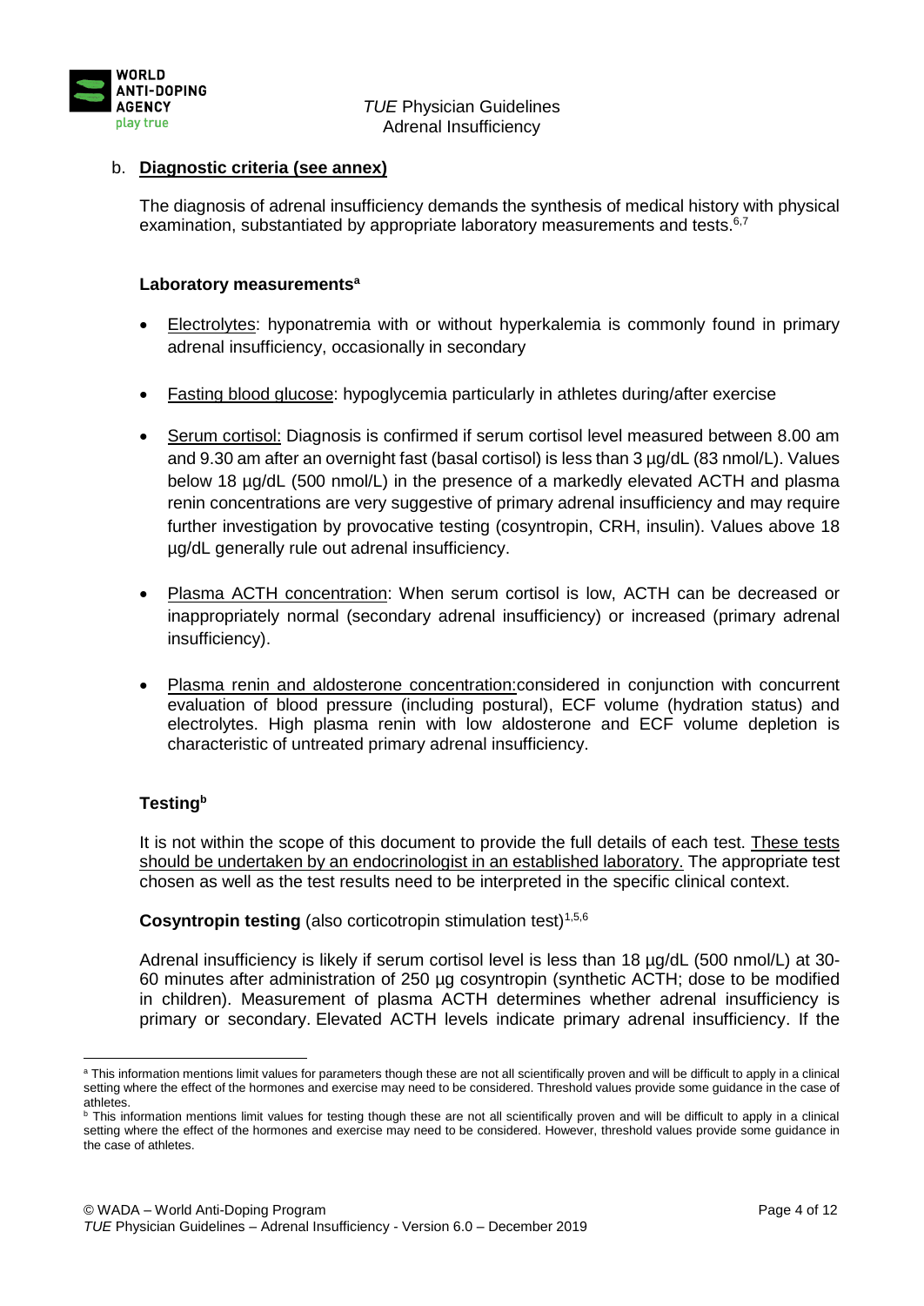## b. **Diagnostic criteria (see annex)**

The diagnosis of adrenal insufficiency demands the synthesis of medical history with physical examination, substantiated by appropriate laboratory measurements and tests.[6,7]

**Laboratory measurements**[a]

- Electrolytes: hyponatremia with or without hyperkalemia is commonly found in primary adrenal insufficiency, occasionally in secondary
- Fasting blood glucose: hypoglycemia particularly in athletes during/after exercise
- Serum cortisol: Diagnosis is confirmed if serum cortisol level measured between 8.00 am and 9.30 am after an overnight fast (basal cortisol) is less than 3 µg/dL (83 nmol/L). Values below 18 µg/dL (500 nmol/L) in the presence of a markedly elevated ACTH and plasma renin concentrations are very suggestive of primary adrenal insufficiency and may require further investigation by provocative testing (cosyntropin, CRH, insulin). Values above 18 µg/dL generally rule out adrenal insufficiency.
- Plasma ACTH concentration: When serum cortisol is low, ACTH can be decreased or inappropriately normal (secondary adrenal insufficiency) or increased (primary adrenal insufficiency).
- Plasma renin and aldosterone concentration:considered in conjunction with concurrent evaluation of blood pressure (including postural), ECF volume (hydration status) and electrolytes. High plasma renin with low aldosterone and ECF volume depletion is characteristic of untreated primary adrenal insufficiency.

**Testing**[b]

It is not within the scope of this document to provide the full details of each test. These tests should be undertaken by an endocrinologist in an established laboratory. The appropriate test chosen as well as the test results need to be interpreted in the specific clinical context.

**Cosyntropin testing** (also corticotropin stimulation test)[1,5,6]

Adrenal insufficiency is likely if serum cortisol level is less than 18 µg/dL (500 nmol/L) at 30-60 minutes after administration of 250 µg cosyntropin (synthetic ACTH; dose to be modified in children). Measurement of plasma ACTH determines whether adrenal insufficiency is primary or secondary. Elevated ACTH levels indicate primary adrenal insufficiency. If the

---

[a] This information mentions limit values for parameters though these are not all scientifically proven and will be difficult to apply in a clinical setting where the effect of the hormones and exercise may need to be considered. Threshold values provide some guidance in the case of athletes.

[b] This information mentions limit values for testing though these are not all scientifically proven and will be difficult to apply in a clinical setting where the effect of the hormones and exercise may need to be considered. However, threshold values provide some guidance in the case of athletes.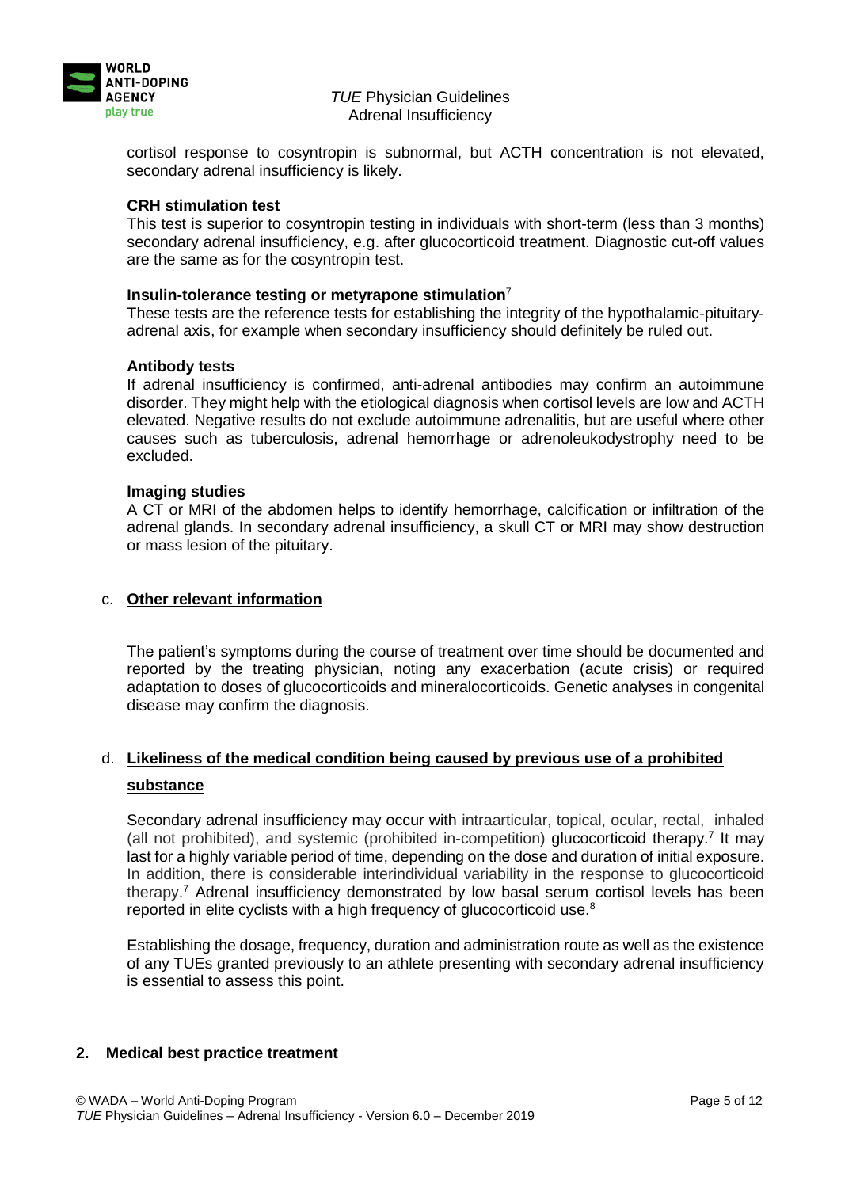cortisol response to cosyntropin is subnormal, but ACTH concentration is not elevated, secondary adrenal insufficiency is likely.

**CRH stimulation test**

This test is superior to cosyntropin testing in individuals with short-term (less than 3 months) secondary adrenal insufficiency, e.g. after glucocorticoid treatment. Diagnostic cut-off values are the same as for the cosyntropin test.

**Insulin-tolerance testing or metyrapone stimulation**[7]

These tests are the reference tests for establishing the integrity of the hypothalamic-pituitary-adrenal axis, for example when secondary insufficiency should definitely be ruled out.

**Antibody tests**

If adrenal insufficiency is confirmed, anti-adrenal antibodies may confirm an autoimmune disorder. They might help with the etiological diagnosis when cortisol levels are low and ACTH elevated. Negative results do not exclude autoimmune adrenalitis, but are useful where other causes such as tuberculosis, adrenal hemorrhage or adrenoleukodystrophy need to be excluded.

**Imaging studies**

A CT or MRI of the abdomen helps to identify hemorrhage, calcification or infiltration of the adrenal glands. In secondary adrenal insufficiency, a skull CT or MRI may show destruction or mass lesion of the pituitary.

c. **Other relevant information**

The patient's symptoms during the course of treatment over time should be documented and reported by the treating physician, noting any exacerbation (acute crisis) or required adaptation to doses of glucocorticoids and mineralocorticoids. Genetic analyses in congenital disease may confirm the diagnosis.

d. **Likeliness of the medical condition being caused by previous use of a prohibited substance**

Secondary adrenal insufficiency may occur with intraarticular, topical, ocular, rectal, inhaled (all not prohibited), and systemic (prohibited in-competition) glucocorticoid therapy.[7] It may last for a highly variable period of time, depending on the dose and duration of initial exposure. In addition, there is considerable interindividual variability in the response to glucocorticoid therapy.[7] Adrenal insufficiency demonstrated by low basal serum cortisol levels has been reported in elite cyclists with a high frequency of glucocorticoid use.[8]

Establishing the dosage, frequency, duration and administration route as well as the existence of any TUEs granted previously to an athlete presenting with secondary adrenal insufficiency is essential to assess this point.

## 2. Medical best practice treatment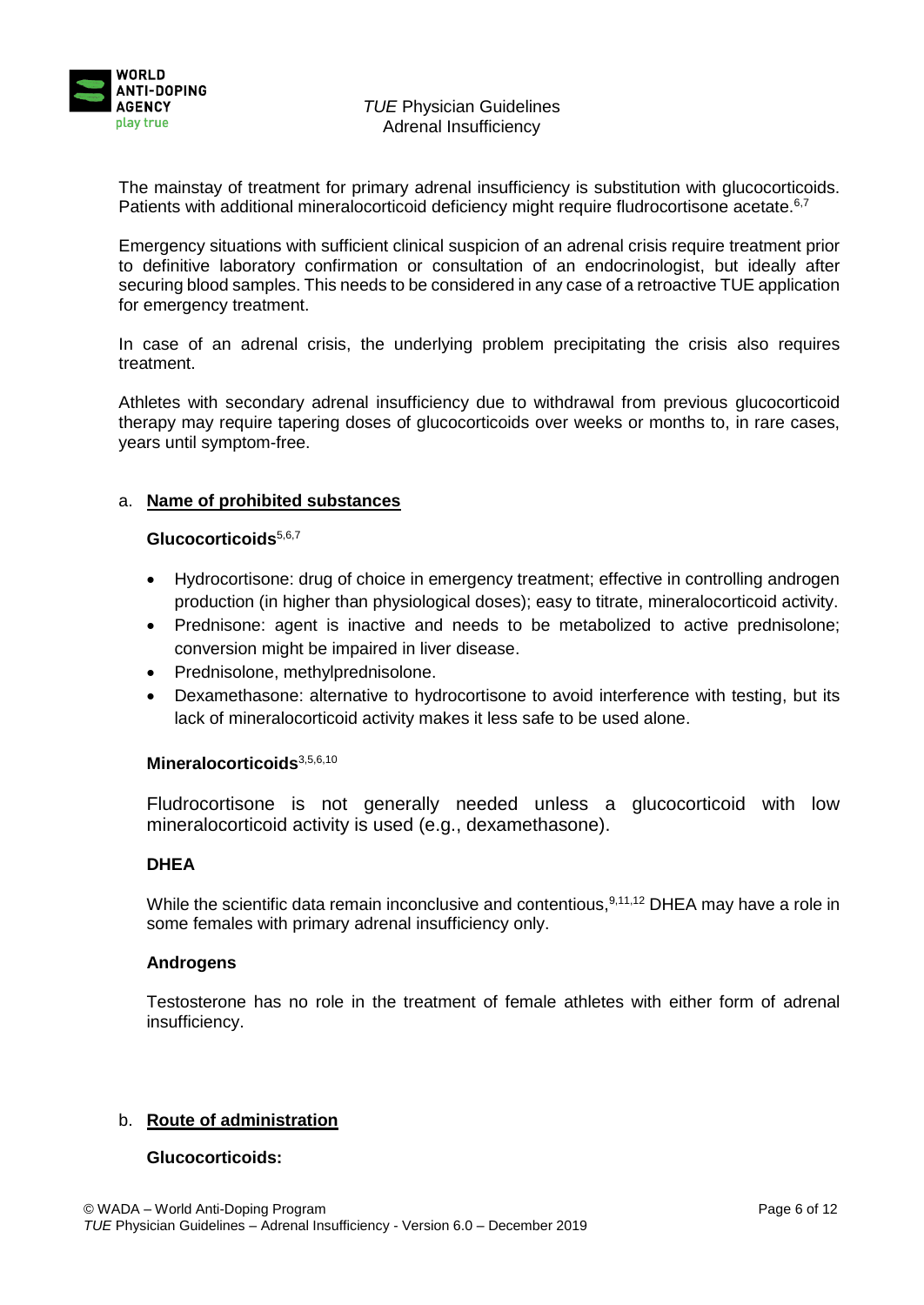The mainstay of treatment for primary adrenal insufficiency is substitution with glucocorticoids. Patients with additional mineralocorticoid deficiency might require fludrocortisone acetate.[6,7]

Emergency situations with sufficient clinical suspicion of an adrenal crisis require treatment prior to definitive laboratory confirmation or consultation of an endocrinologist, but ideally after securing blood samples. This needs to be considered in any case of a retroactive TUE application for emergency treatment.

In case of an adrenal crisis, the underlying problem precipitating the crisis also requires treatment.

Athletes with secondary adrenal insufficiency due to withdrawal from previous glucocorticoid therapy may require tapering doses of glucocorticoids over weeks or months to, in rare cases, years until symptom-free.

a. **<u>Name of prohibited substances</u>**

**Glucocorticoids**[5,6,7]

- Hydrocortisone: drug of choice in emergency treatment; effective in controlling androgen production (in higher than physiological doses); easy to titrate, mineralocorticoid activity.
- Prednisone: agent is inactive and needs to be metabolized to active prednisolone; conversion might be impaired in liver disease.
- Prednisolone, methylprednisolone.
- Dexamethasone: alternative to hydrocortisone to avoid interference with testing, but its lack of mineralocorticoid activity makes it less safe to be used alone.

**Mineralocorticoids**[3,5,6,10]

Fludrocortisone is not generally needed unless a glucocorticoid with low mineralocorticoid activity is used (e.g., dexamethasone).

**DHEA**

While the scientific data remain inconclusive and contentious,[9,11,12] DHEA may have a role in some females with primary adrenal insufficiency only.

**Androgens**

Testosterone has no role in the treatment of female athletes with either form of adrenal insufficiency.

b. **<u>Route of administration</u>**

**Glucocorticoids:**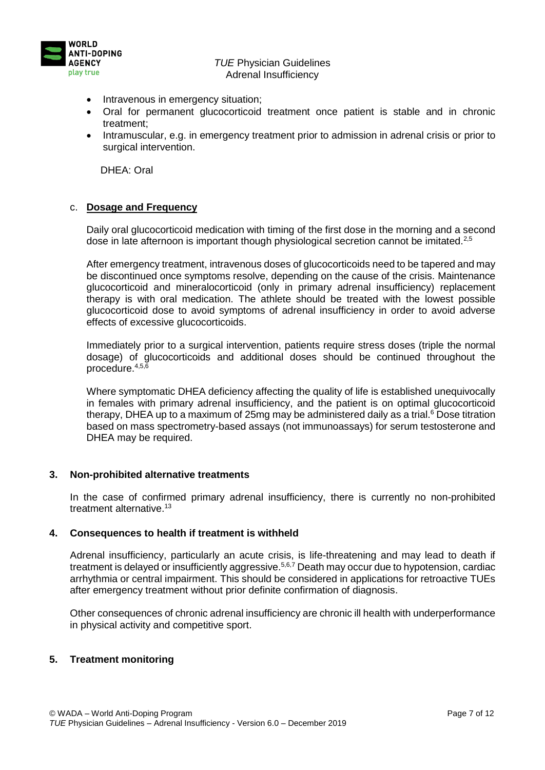- Intravenous in emergency situation;
- Oral for permanent glucocorticoid treatment once patient is stable and in chronic treatment;
- Intramuscular, e.g. in emergency treatment prior to admission in adrenal crisis or prior to surgical intervention.

DHEA: Oral

c. **Dosage and Frequency**

Daily oral glucocorticoid medication with timing of the first dose in the morning and a second dose in late afternoon is important though physiological secretion cannot be imitated.[2,5]

After emergency treatment, intravenous doses of glucocorticoids need to be tapered and may be discontinued once symptoms resolve, depending on the cause of the crisis. Maintenance glucocorticoid and mineralocorticoid (only in primary adrenal insufficiency) replacement therapy is with oral medication. The athlete should be treated with the lowest possible glucocorticoid dose to avoid symptoms of adrenal insufficiency in order to avoid adverse effects of excessive glucocorticoids.

Immediately prior to a surgical intervention, patients require stress doses (triple the normal dosage) of glucocorticoids and additional doses should be continued throughout the procedure.[4,5,6]

Where symptomatic DHEA deficiency affecting the quality of life is established unequivocally in females with primary adrenal insufficiency, and the patient is on optimal glucocorticoid therapy, DHEA up to a maximum of 25mg may be administered daily as a trial.[6] Dose titration based on mass spectrometry-based assays (not immunoassays) for serum testosterone and DHEA may be required.

## 3. Non-prohibited alternative treatments

In the case of confirmed primary adrenal insufficiency, there is currently no non-prohibited treatment alternative.[13]

## 4. Consequences to health if treatment is withheld

Adrenal insufficiency, particularly an acute crisis, is life-threatening and may lead to death if treatment is delayed or insufficiently aggressive.[5,6,7] Death may occur due to hypotension, cardiac arrhythmia or central impairment. This should be considered in applications for retroactive TUEs after emergency treatment without prior definite confirmation of diagnosis.

Other consequences of chronic adrenal insufficiency are chronic ill health with underperformance in physical activity and competitive sport.

## 5. Treatment monitoring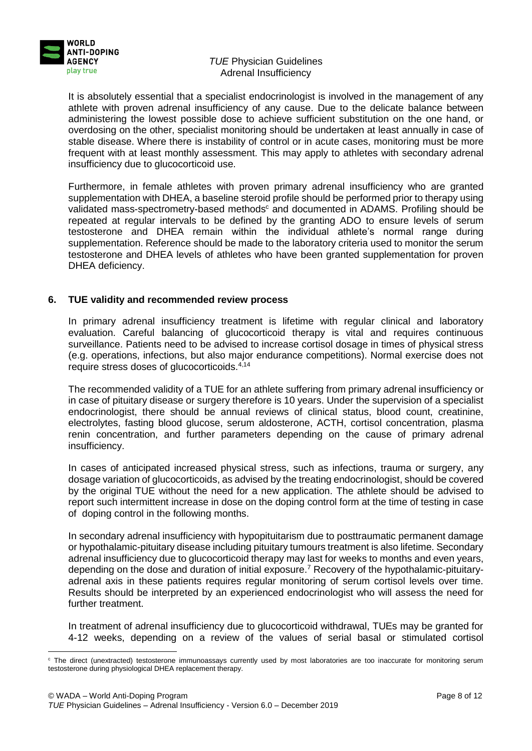It is absolutely essential that a specialist endocrinologist is involved in the management of any athlete with proven adrenal insufficiency of any cause. Due to the delicate balance between administering the lowest possible dose to achieve sufficient substitution on the one hand, or overdosing on the other, specialist monitoring should be undertaken at least annually in case of stable disease. Where there is instability of control or in acute cases, monitoring must be more frequent with at least monthly assessment. This may apply to athletes with secondary adrenal insufficiency due to glucocorticoid use.

Furthermore, in female athletes with proven primary adrenal insufficiency who are granted supplementation with DHEA, a baseline steroid profile should be performed prior to therapy using validated mass-spectrometry-based methods[c] and documented in ADAMS. Profiling should be repeated at regular intervals to be defined by the granting ADO to ensure levels of serum testosterone and DHEA remain within the individual athlete's normal range during supplementation. Reference should be made to the laboratory criteria used to monitor the serum testosterone and DHEA levels of athletes who have been granted supplementation for proven DHEA deficiency.

## 6. TUE validity and recommended review process

In primary adrenal insufficiency treatment is lifetime with regular clinical and laboratory evaluation. Careful balancing of glucocorticoid therapy is vital and requires continuous surveillance. Patients need to be advised to increase cortisol dosage in times of physical stress (e.g. operations, infections, but also major endurance competitions). Normal exercise does not require stress doses of glucocorticoids.[4,14]

The recommended validity of a TUE for an athlete suffering from primary adrenal insufficiency or in case of pituitary disease or surgery therefore is 10 years. Under the supervision of a specialist endocrinologist, there should be annual reviews of clinical status, blood count, creatinine, electrolytes, fasting blood glucose, serum aldosterone, ACTH, cortisol concentration, plasma renin concentration, and further parameters depending on the cause of primary adrenal insufficiency.

In cases of anticipated increased physical stress, such as infections, trauma or surgery, any dosage variation of glucocorticoids, as advised by the treating endocrinologist, should be covered by the original TUE without the need for a new application. The athlete should be advised to report such intermittent increase in dose on the doping control form at the time of testing in case of doping control in the following months.

In secondary adrenal insufficiency with hypopituitarism due to posttraumatic permanent damage or hypothalamic-pituitary disease including pituitary tumours treatment is also lifetime. Secondary adrenal insufficiency due to glucocorticoid therapy may last for weeks to months and even years, depending on the dose and duration of initial exposure.[7] Recovery of the hypothalamic-pituitary-adrenal axis in these patients requires regular monitoring of serum cortisol levels over time. Results should be interpreted by an experienced endocrinologist who will assess the need for further treatment.

In treatment of adrenal insufficiency due to glucocorticoid withdrawal, TUEs may be granted for 4-12 weeks, depending on a review of the values of serial basal or stimulated cortisol

---

[c] The direct (unextracted) testosterone immunoassays currently used by most laboratories are too inaccurate for monitoring serum testosterone during physiological DHEA replacement therapy.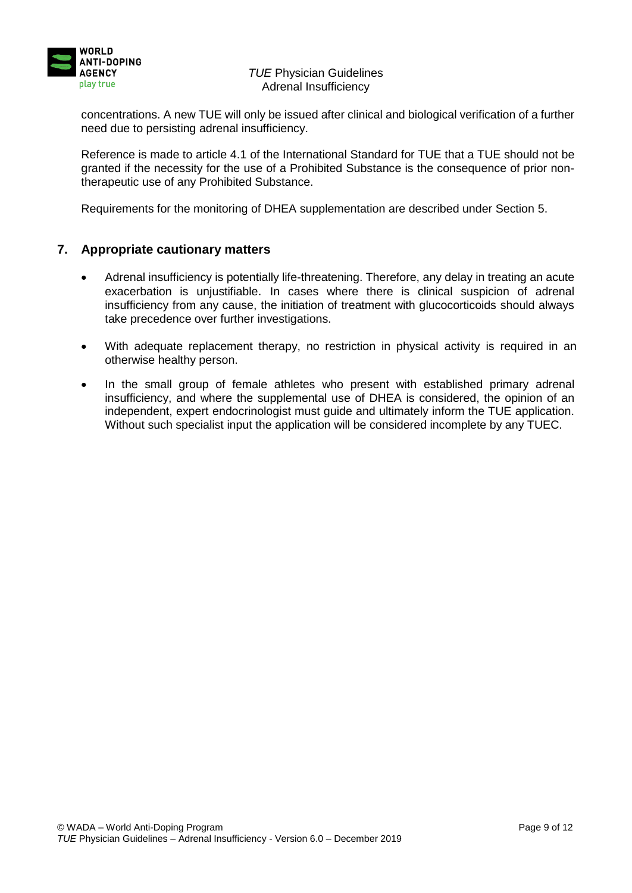concentrations. A new TUE will only be issued after clinical and biological verification of a further need due to persisting adrenal insufficiency.

Reference is made to article 4.1 of the International Standard for TUE that a TUE should not be granted if the necessity for the use of a Prohibited Substance is the consequence of prior non-therapeutic use of any Prohibited Substance.

Requirements for the monitoring of DHEA supplementation are described under Section 5.

## 7. Appropriate cautionary matters

- Adrenal insufficiency is potentially life-threatening. Therefore, any delay in treating an acute exacerbation is unjustifiable. In cases where there is clinical suspicion of adrenal insufficiency from any cause, the initiation of treatment with glucocorticoids should always take precedence over further investigations.
- With adequate replacement therapy, no restriction in physical activity is required in an otherwise healthy person.
- In the small group of female athletes who present with established primary adrenal insufficiency, and where the supplemental use of DHEA is considered, the opinion of an independent, expert endocrinologist must guide and ultimately inform the TUE application. Without such specialist input the application will be considered incomplete by any TUEC.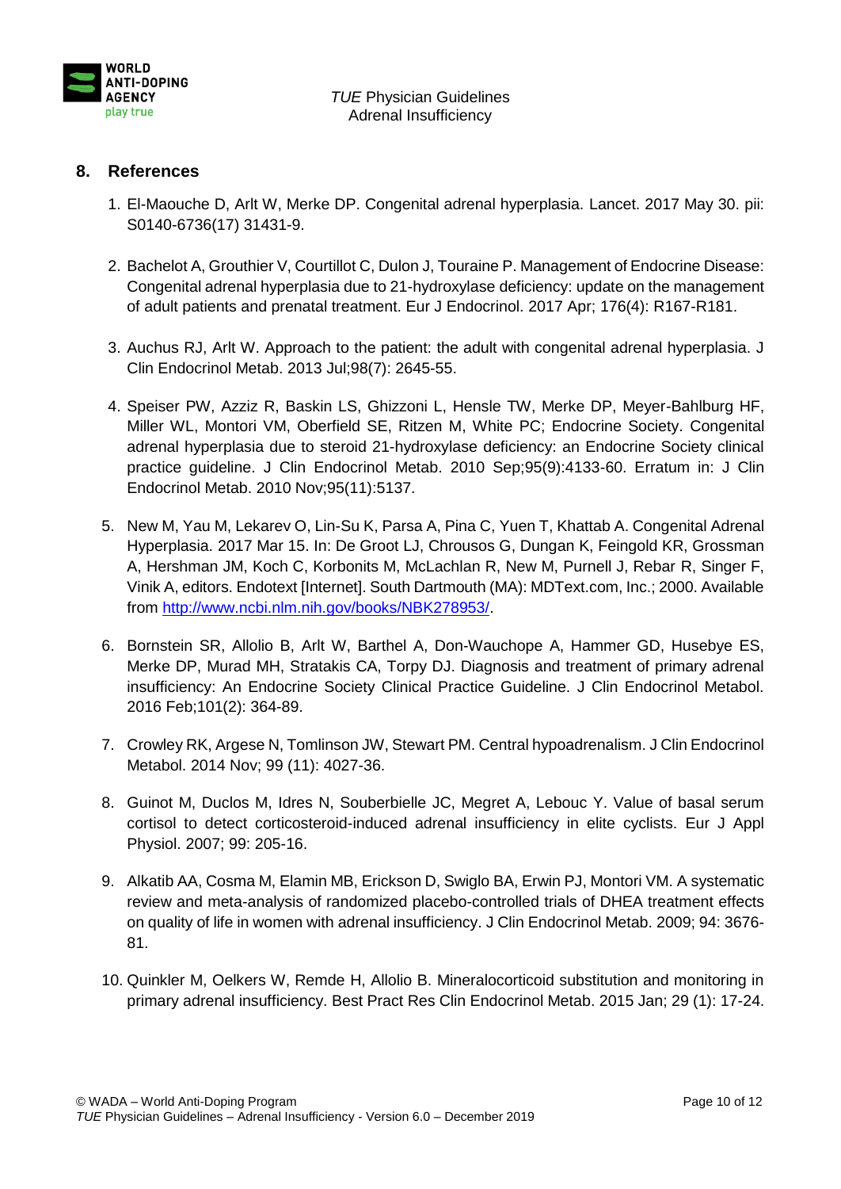## 8. References

1. El-Maouche D, Arlt W, Merke DP. Congenital adrenal hyperplasia. Lancet. 2017 May 30. pii: S0140-6736(17) 31431-9.

2. Bachelot A, Grouthier V, Courtillot C, Dulon J, Touraine P. Management of Endocrine Disease: Congenital adrenal hyperplasia due to 21-hydroxylase deficiency: update on the management of adult patients and prenatal treatment. Eur J Endocrinol. 2017 Apr; 176(4): R167-R181.

3. Auchus RJ, Arlt W. Approach to the patient: the adult with congenital adrenal hyperplasia. J Clin Endocrinol Metab. 2013 Jul;98(7): 2645-55.

4. Speiser PW, Azziz R, Baskin LS, Ghizzoni L, Hensle TW, Merke DP, Meyer-Bahlburg HF, Miller WL, Montori VM, Oberfield SE, Ritzen M, White PC; Endocrine Society. Congenital adrenal hyperplasia due to steroid 21-hydroxylase deficiency: an Endocrine Society clinical practice guideline. J Clin Endocrinol Metab. 2010 Sep;95(9):4133-60. Erratum in: J Clin Endocrinol Metab. 2010 Nov;95(11):5137.

5. New M, Yau M, Lekarev O, Lin-Su K, Parsa A, Pina C, Yuen T, Khattab A. Congenital Adrenal Hyperplasia. 2017 Mar 15. In: De Groot LJ, Chrousos G, Dungan K, Feingold KR, Grossman A, Hershman JM, Koch C, Korbonits M, McLachlan R, New M, Purnell J, Rebar R, Singer F, Vinik A, editors. Endotext [Internet]. South Dartmouth (MA): MDText.com, Inc.; 2000. Available from http://www.ncbi.nlm.nih.gov/books/NBK278953/.

6. Bornstein SR, Allolio B, Arlt W, Barthel A, Don-Wauchope A, Hammer GD, Husebye ES, Merke DP, Murad MH, Stratakis CA, Torpy DJ. Diagnosis and treatment of primary adrenal insufficiency: An Endocrine Society Clinical Practice Guideline. J Clin Endocrinol Metabol. 2016 Feb;101(2): 364-89.

7. Crowley RK, Argese N, Tomlinson JW, Stewart PM. Central hypoadrenalism. J Clin Endocrinol Metabol. 2014 Nov; 99 (11): 4027-36.

8. Guinot M, Duclos M, Idres N, Souberbielle JC, Megret A, Lebouc Y. Value of basal serum cortisol to detect corticosteroid-induced adrenal insufficiency in elite cyclists. Eur J Appl Physiol. 2007; 99: 205-16.

9. Alkatib AA, Cosma M, Elamin MB, Erickson D, Swiglo BA, Erwin PJ, Montori VM. A systematic review and meta-analysis of randomized placebo-controlled trials of DHEA treatment effects on quality of life in women with adrenal insufficiency. J Clin Endocrinol Metab. 2009; 94: 3676-81.

10. Quinkler M, Oelkers W, Remde H, Allolio B. Mineralocorticoid substitution and monitoring in primary adrenal insufficiency. Best Pract Res Clin Endocrinol Metab. 2015 Jan; 29 (1): 17-24.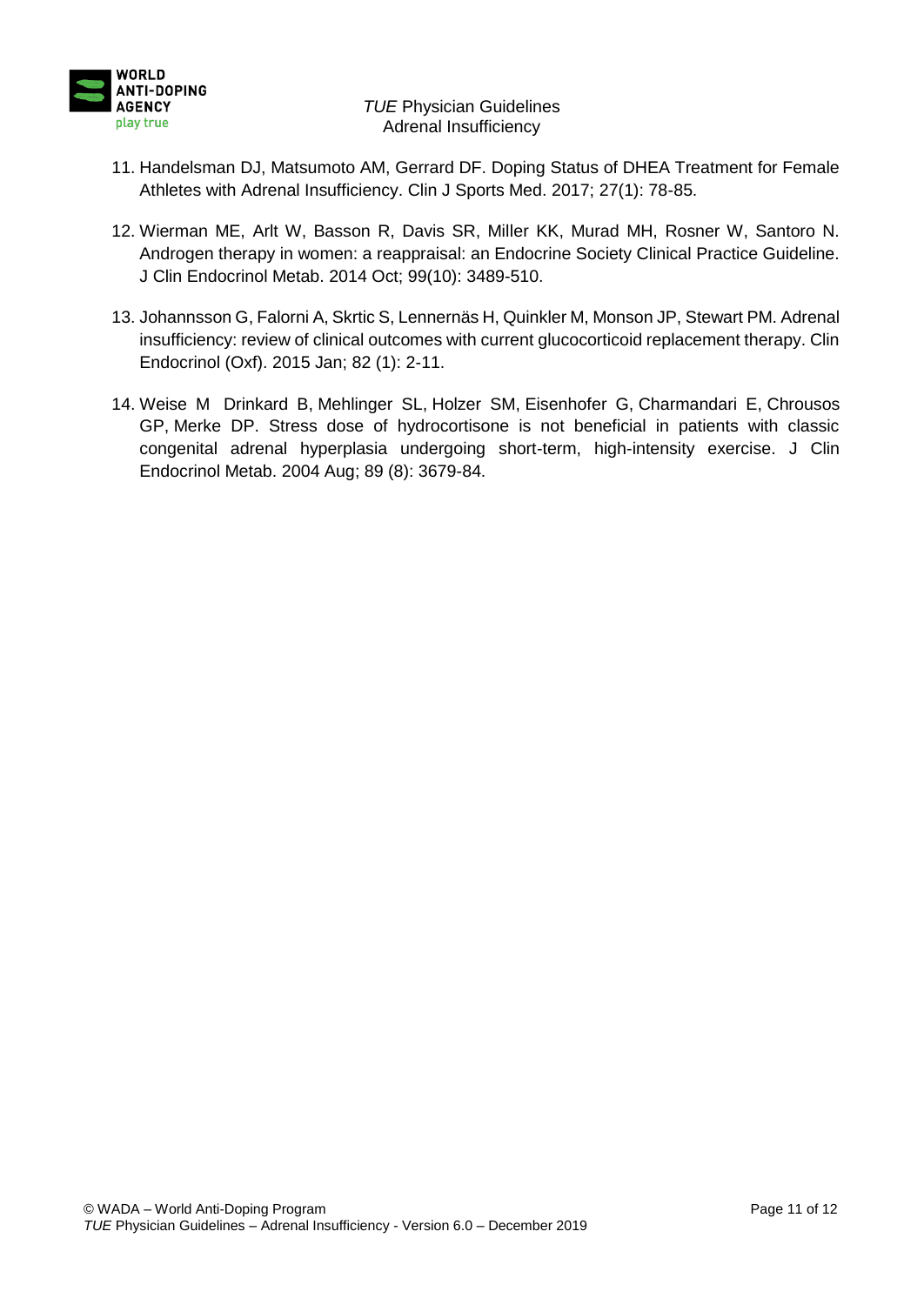11. Handelsman DJ, Matsumoto AM, Gerrard DF. Doping Status of DHEA Treatment for Female Athletes with Adrenal Insufficiency. Clin J Sports Med. 2017; 27(1): 78-85.

12. Wierman ME, Arlt W, Basson R, Davis SR, Miller KK, Murad MH, Rosner W, Santoro N. Androgen therapy in women: a reappraisal: an Endocrine Society Clinical Practice Guideline. J Clin Endocrinol Metab. 2014 Oct; 99(10): 3489-510.

13. Johannsson G, Falorni A, Skrtic S, Lennernäs H, Quinkler M, Monson JP, Stewart PM. Adrenal insufficiency: review of clinical outcomes with current glucocorticoid replacement therapy. Clin Endocrinol (Oxf). 2015 Jan; 82 (1): 2-11.

14. Weise M Drinkard B, Mehlinger SL, Holzer SM, Eisenhofer G, Charmandari E, Chrousos GP, Merke DP. Stress dose of hydrocortisone is not beneficial in patients with classic congenital adrenal hyperplasia undergoing short-term, high-intensity exercise. J Clin Endocrinol Metab. 2004 Aug; 89 (8): 3679-84.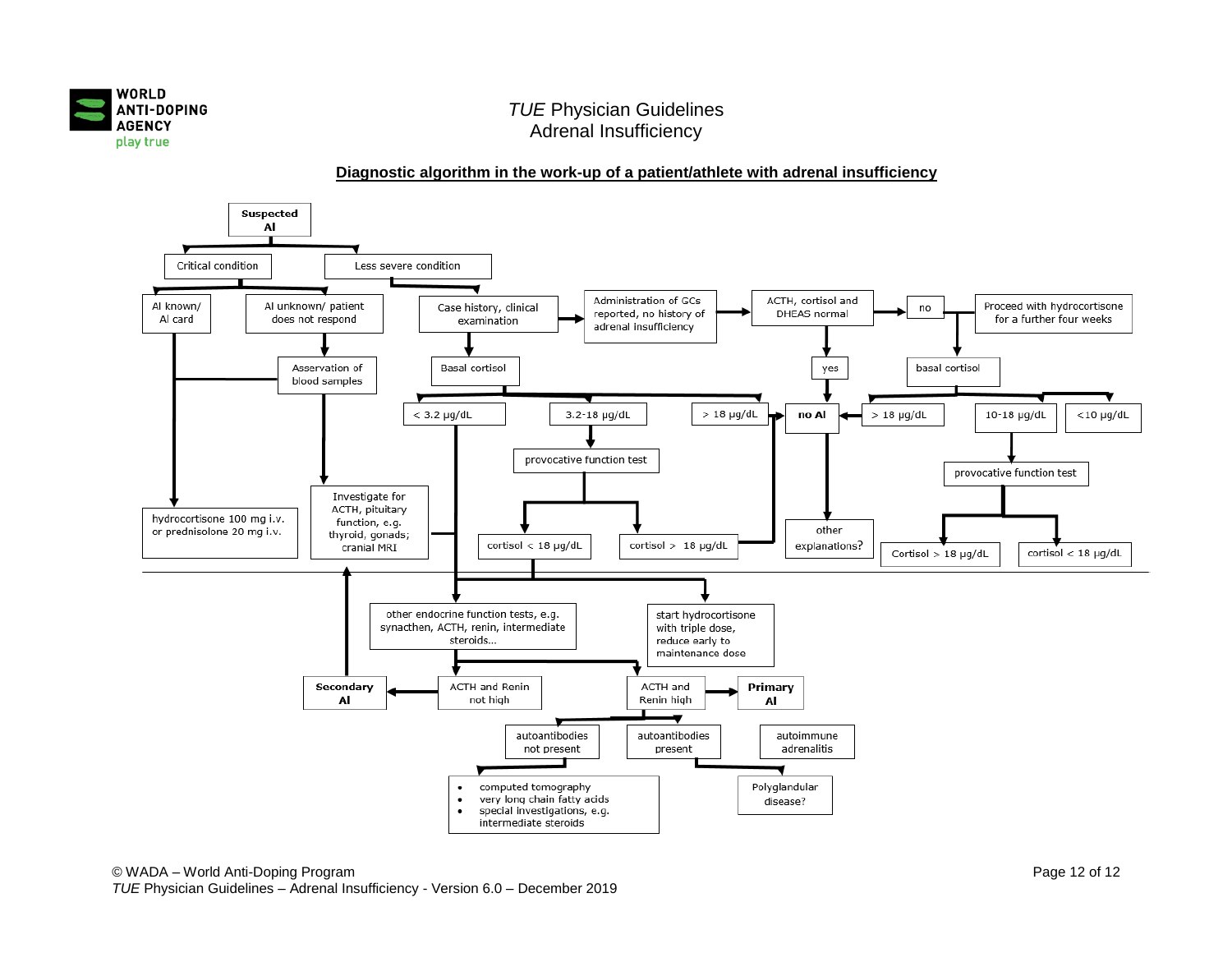## Diagnostic algorithm in the work-up of a patient/athlete with adrenal insufficiency

Suspected AI

Critical condition

Less severe condition

AI known/ AI card

AI unknown/ patient does not respond

Assevation of blood samples

hydrocortisone 100 mg i.v. or prednisolone 20 mg i.v.

Investigate for ACTH, pituitary function, e.g. thyroid, gonads; cranial MRI

Case history, clinical examination

Administration of GCs reported, no history of adrenal insufficiency

ACTH, cortisol and DHEAS normal

no

Proceed with hydrocortisone for a further four weeks

yes

basal cortisol

Basal cortisol

< 3.2 µg/dL

3.2-18 µg/dL

> 18 µg/dL

no AI

> 18 µg/dL

10-18 µg/dL

<10 µg/dL

provocative function test

provocative function test

cortisol < 18 µg/dL

cortisol > 18 µg/dL

other explanations?

Cortisol > 18 µg/dL

cortisol < 18 µg/dL

other endocrine function tests, e.g. synacthen, ACTH, renin, intermediate steroids...

start hydrocortisone with triple dose, reduce early to maintenance dose

Secondary AI

ACTH and Renin not high

ACTH and Renin high

Primary AI

autoantibodies not present

autoantibodies present

autoimmune adrenalitis

- computed tomography
- very long chain fatty acids
- special investigations, e.g. intermediate steroids

Polyglandular disease?

© WADA – World Anti-Doping Program

*TUE* Physician Guidelines – Adrenal Insufficiency - Version 6.0 – December 2019